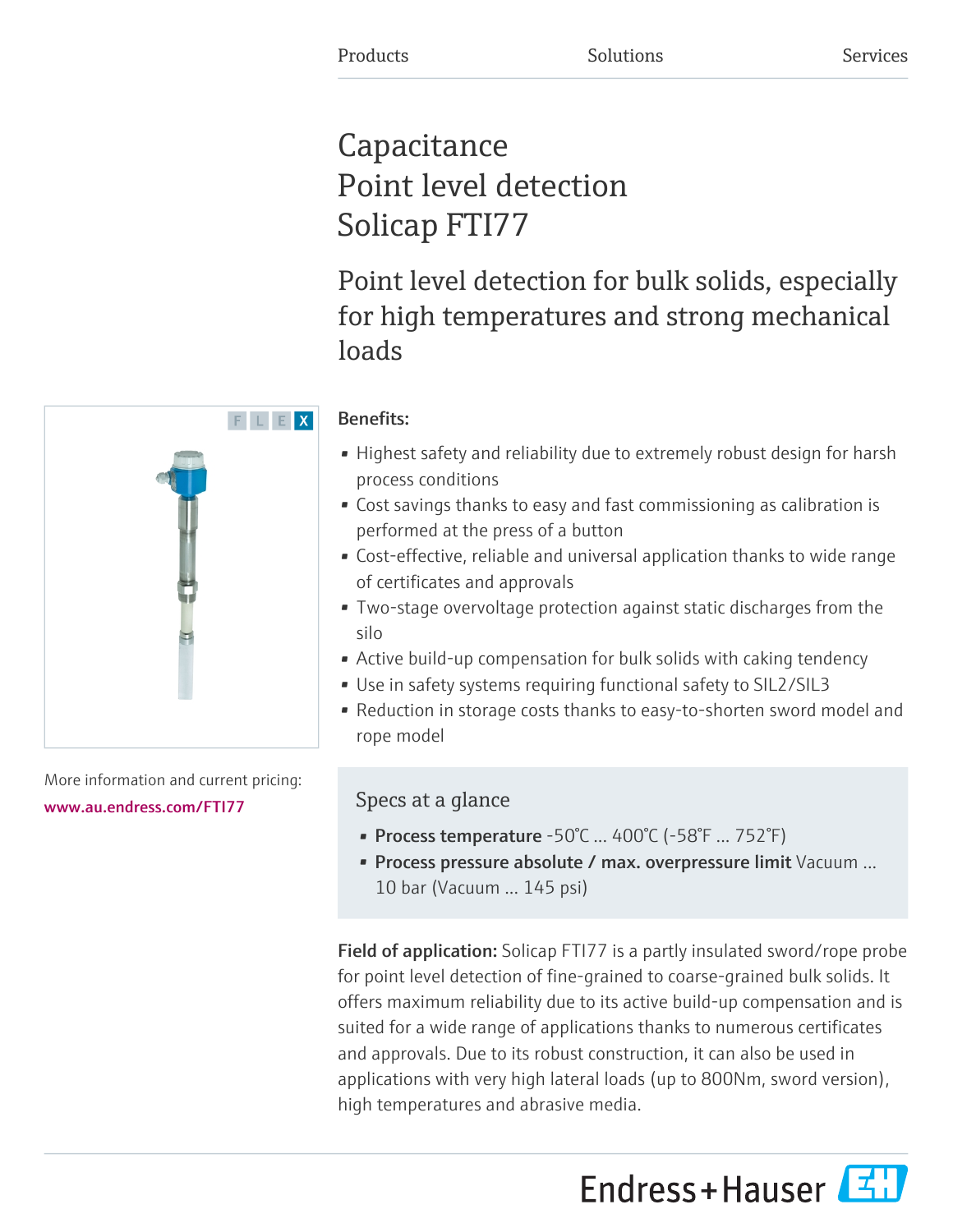Products Solutions Services

# Capacitance Point level detection Solicap FTI77

## Point level detection for bulk solids, especially for high temperatures and strong mechanical loads

F L E X

**Benefits:**

- Highest safety and reliability due to extremely robust design for harsh process conditions
- Cost savings thanks to easy and fast commissioning as calibration is performed at the press of a button
- Cost-effective, reliable and universal application thanks to wide range of certificates and approvals
- Two-stage overvoltage protection against static discharges from the silo
- Active build-up compensation for bulk solids with caking tendency
- Use in safety systems requiring functional safety to SIL2/SIL3
- Reduction in storage costs thanks to easy-to-shorten sword model and rope model

More information and current pricing:
www.au.endress.com/FTI77

### Specs at a glance

- **Process temperature** -50°C ... 400°C (-58°F ... 752°F)
- **Process pressure absolute / max. overpressure limit** Vacuum ... 10 bar (Vacuum ... 145 psi)

**Field of application:** Solicap FTI77 is a partly insulated sword/rope probe for point level detection of fine-grained to coarse-grained bulk solids. It offers maximum reliability due to its active build-up compensation and is suited for a wide range of applications thanks to numerous certificates and approvals. Due to its robust construction, it can also be used in applications with very high lateral loads (up to 800Nm, sword version), high temperatures and abrasive media.

Endress+Hauser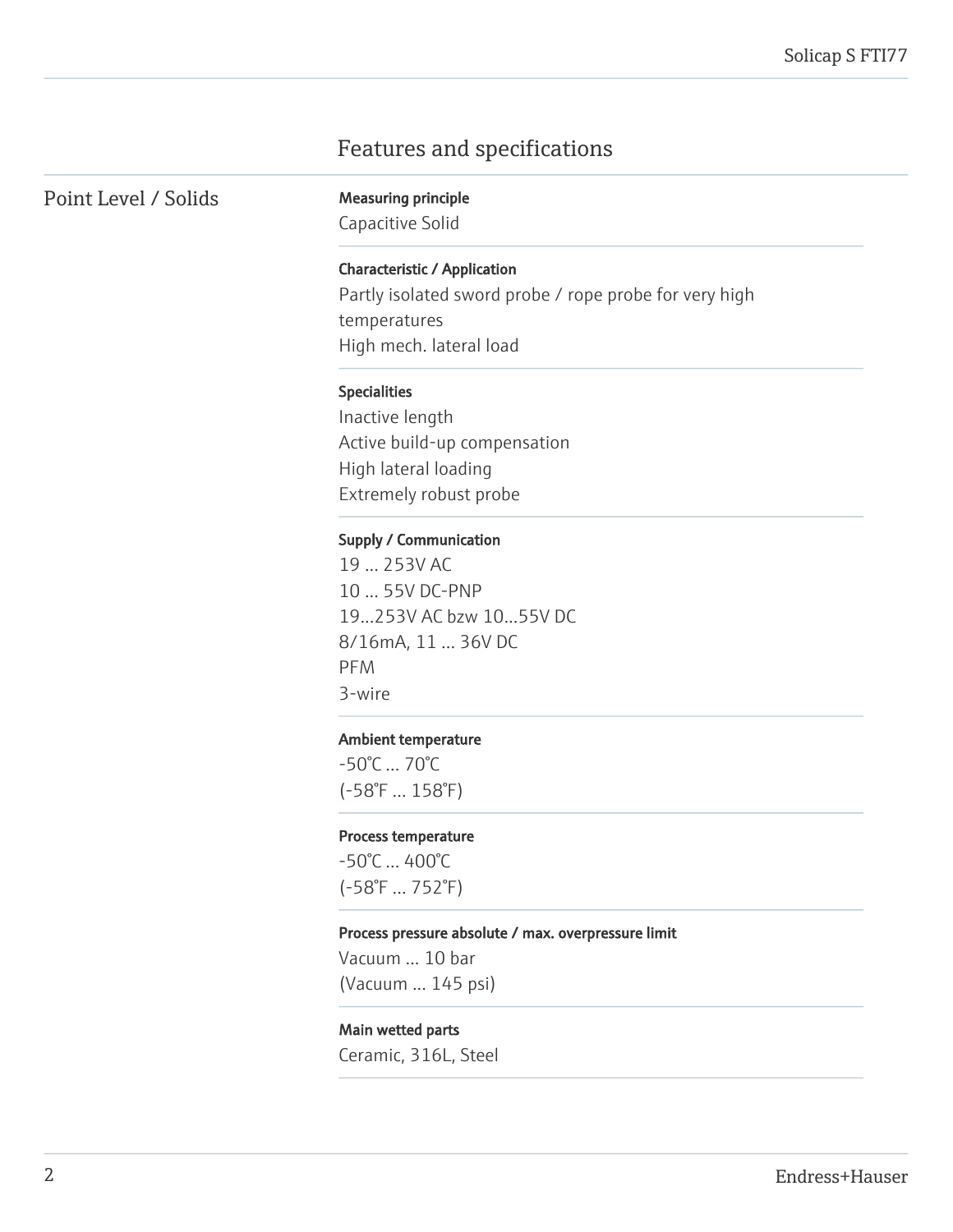# Features and specifications

## Point Level / Solids

**Measuring principle**

Capacitive Solid

**Characteristic / Application**

Partly isolated sword probe / rope probe for very high temperatures
High mech. lateral load

**Specialities**

Inactive length
Active build-up compensation
High lateral loading
Extremely robust probe

**Supply / Communication**

19 ... 253V AC
10 ... 55V DC-PNP
19...253V AC bzw 10...55V DC
8/16mA, 11 ... 36V DC
PFM
3-wire

**Ambient temperature**

-50°C ... 70°C
(-58°F ... 158°F)

**Process temperature**

-50°C ... 400°C
(-58°F ... 752°F)

**Process pressure absolute / max. overpressure limit**

Vacuum ... 10 bar
(Vacuum ... 145 psi)

**Main wetted parts**

Ceramic, 316L, Steel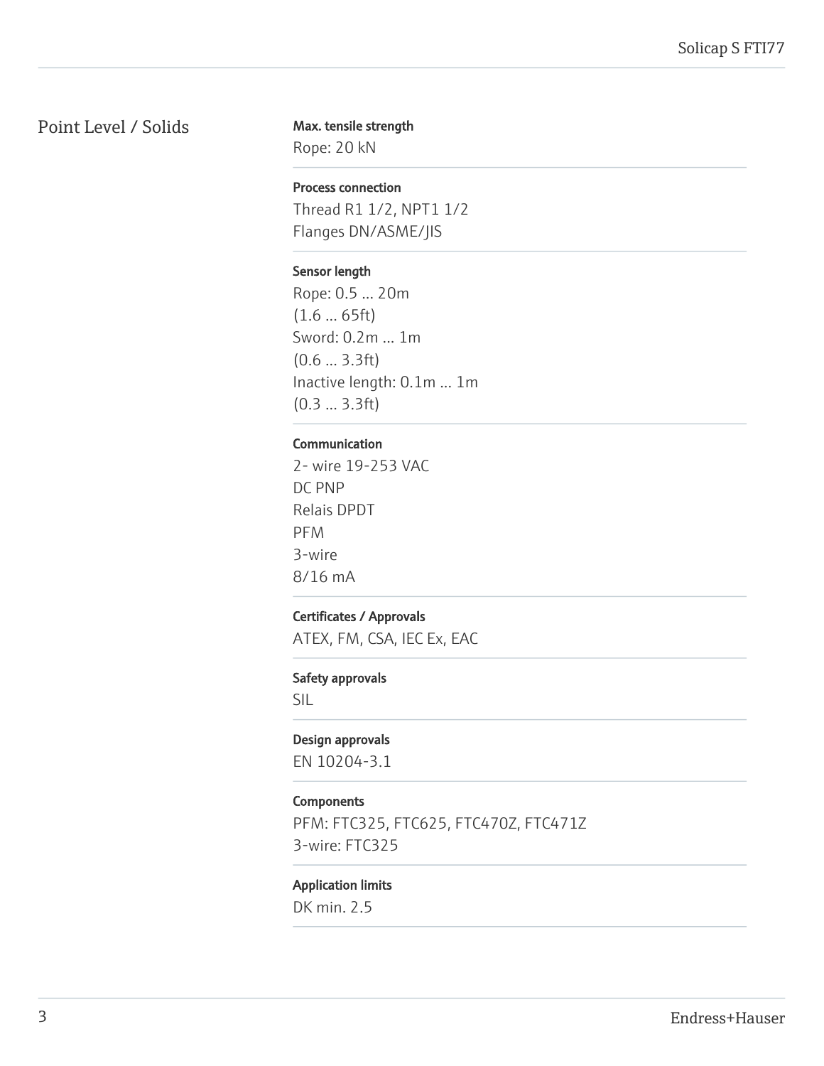## Point Level / Solids

**Max. tensile strength**

Rope: 20 kN

**Process connection**

Thread R1 1/2, NPT1 1/2
Flanges DN/ASME/JIS

**Sensor length**

Rope: 0.5 ... 20m
(1.6 ... 65ft)
Sword: 0.2m ... 1m
(0.6 ... 3.3ft)
Inactive length: 0.1m ... 1m
(0.3 ... 3.3ft)

**Communication**

2- wire 19-253 VAC
DC PNP
Relais DPDT
PFM
3-wire
8/16 mA

**Certificates / Approvals**

ATEX, FM, CSA, IEC Ex, EAC

**Safety approvals**

SIL

**Design approvals**

EN 10204-3.1

**Components**

PFM: FTC325, FTC625, FTC470Z, FTC471Z
3-wire: FTC325

**Application limits**

DK min. 2.5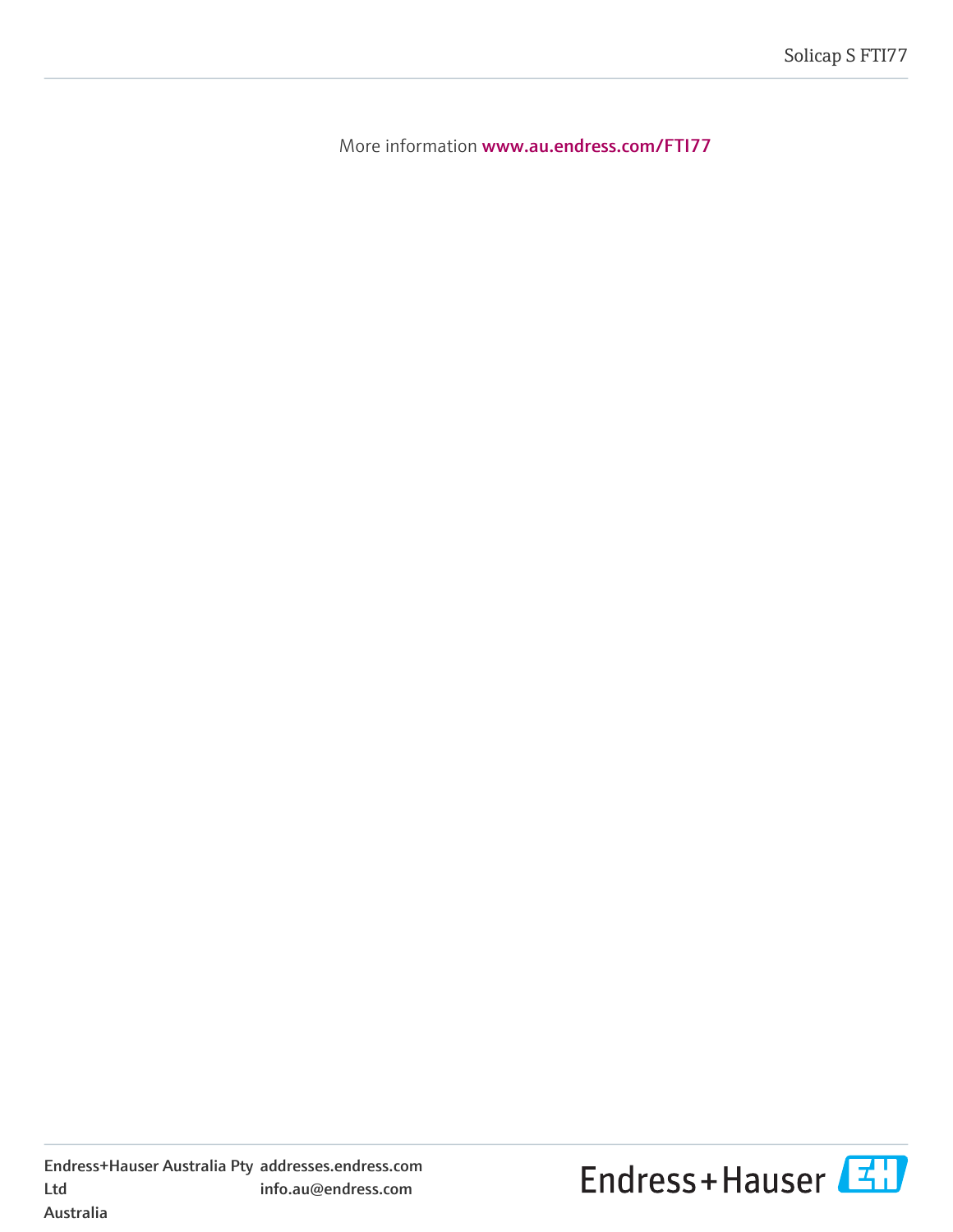More information **www.au.endress.com/FTI77**

Endress+Hauser Australia Pty Ltd
Australia

addresses.endress.com
info.au@endress.com

Endress+Hauser